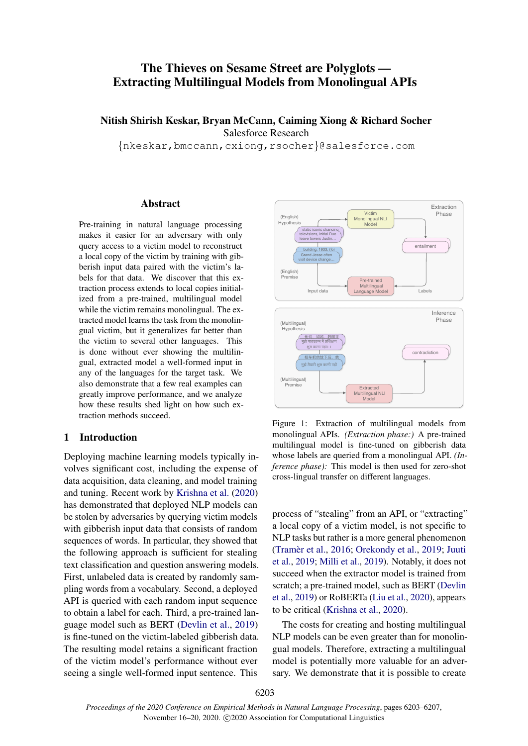# The Thieves on Sesame Street are Polyglots — Extracting Multilingual Models from Monolingual APIs

**Nitish Shirish Keskar, Bryan McCann, Caiming Xiong & Richard Socher**
Salesforce Research
{nkeskar,bmccann,cxiong,rsocher}@salesforce.com

## Abstract

Pre-training in natural language processing makes it easier for an adversary with only query access to a victim model to reconstruct a local copy of the victim by training with gibberish input data paired with the victim's labels for that data. We discover that this extraction process extends to local copies initialized from a pre-trained, multilingual model while the victim remains monolingual. The extracted model learns the task from the monolingual victim, but it generalizes far better than the victim to several other languages. This is done without ever showing the multilingual, extracted model a well-formed input in any of the languages for the target task. We also demonstrate that a few real examples can greatly improve performance, and we analyze how these results shed light on how such extraction methods succeed.

Figure 1: Extraction of multilingual models from monolingual APIs. *(Extraction phase:)* A pre-trained multilingual model is fine-tuned on gibberish data whose labels are queried from a monolingual API. *(Inference phase):* This model is then used for zero-shot cross-lingual transfer on different languages.

## 1 Introduction

Deploying machine learning models typically involves significant cost, including the expense of data acquisition, data cleaning, and model training and tuning. Recent work by Krishna et al. (2020) has demonstrated that deployed NLP models can be stolen by adversaries by querying victim models with gibberish input data that consists of random sequences of words. In particular, they showed that the following approach is sufficient for stealing text classification and question answering models. First, unlabeled data is created by randomly sampling words from a vocabulary. Second, a deployed API is queried with each random input sequence to obtain a label for each. Third, a pre-trained language model such as BERT (Devlin et al., 2019) is fine-tuned on the victim-labeled gibberish data. The resulting model retains a significant fraction of the victim model's performance without ever seeing a single well-formed input sentence. This process of "stealing" from an API, or "extracting" a local copy of a victim model, is not specific to NLP tasks but rather is a more general phenomenon (Tramèr et al., 2016; Orekondy et al., 2019; Juuti et al., 2019; Milli et al., 2019). Notably, it does not succeed when the extractor model is trained from scratch; a pre-trained model, such as BERT (Devlin et al., 2019) or RoBERTa (Liu et al., 2020), appears to be critical (Krishna et al., 2020).

The costs for creating and hosting multilingual NLP models can be even greater than for monolingual models. Therefore, extracting a multilingual model is potentially more valuable for an adversary. We demonstrate that it is possible to create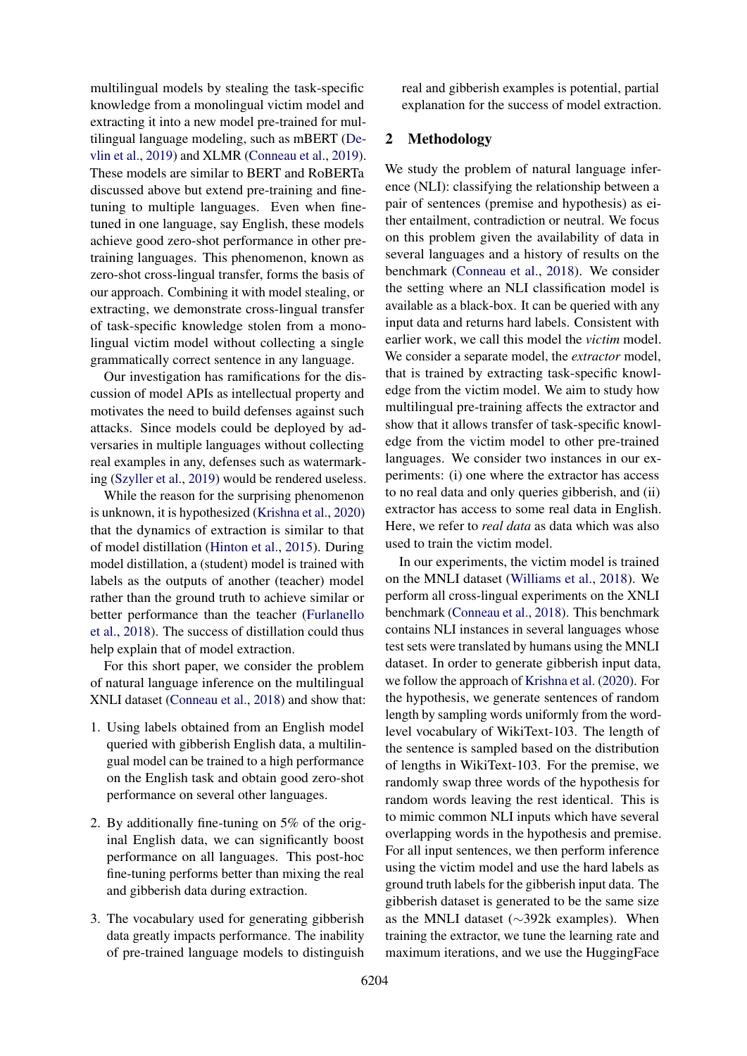multilingual models by stealing the task-specific knowledge from a monolingual victim model and extracting it into a new model pre-trained for multilingual language modeling, such as mBERT (Devlin et al., 2019) and XLMR (Conneau et al., 2019). These models are similar to BERT and RoBERTa discussed above but extend pre-training and fine-tuning to multiple languages. Even when fine-tuned in one language, say English, these models achieve good zero-shot performance in other pre-training languages. This phenomenon, known as zero-shot cross-lingual transfer, forms the basis of our approach. Combining it with model stealing, or extracting, we demonstrate cross-lingual transfer of task-specific knowledge stolen from a monolingual victim model without collecting a single grammatically correct sentence in any language.

Our investigation has ramifications for the discussion of model APIs as intellectual property and motivates the need to build defenses against such attacks. Since models could be deployed by adversaries in multiple languages without collecting real examples in any, defenses such as watermarking (Szyller et al., 2019) would be rendered useless.

While the reason for the surprising phenomenon is unknown, it is hypothesized (Krishna et al., 2020) that the dynamics of extraction is similar to that of model distillation (Hinton et al., 2015). During model distillation, a (student) model is trained with labels as the outputs of another (teacher) model rather than the ground truth to achieve similar or better performance than the teacher (Furlanello et al., 2018). The success of distillation could thus help explain that of model extraction.

For this short paper, we consider the problem of natural language inference on the multilingual XNLI dataset (Conneau et al., 2018) and show that:

1. Using labels obtained from an English model queried with gibberish English data, a multilingual model can be trained to a high performance on the English task and obtain good zero-shot performance on several other languages.

2. By additionally fine-tuning on 5% of the original English data, we can significantly boost performance on all languages. This post-hoc fine-tuning performs better than mixing the real and gibberish data during extraction.

3. The vocabulary used for generating gibberish data greatly impacts performance. The inability of pre-trained language models to distinguish real and gibberish examples is potential, partial explanation for the success of model extraction.

## 2 Methodology

We study the problem of natural language inference (NLI): classifying the relationship between a pair of sentences (premise and hypothesis) as either entailment, contradiction or neutral. We focus on this problem given the availability of data in several languages and a history of results on the benchmark (Conneau et al., 2018). We consider the setting where an NLI classification model is available as a black-box. It can be queried with any input data and returns hard labels. Consistent with earlier work, we call this model the *victim* model. We consider a separate model, the *extractor* model, that is trained by extracting task-specific knowledge from the victim model. We aim to study how multilingual pre-training affects the extractor and show that it allows transfer of task-specific knowledge from the victim model to other pre-trained languages. We consider two instances in our experiments: (i) one where the extractor has access to no real data and only queries gibberish, and (ii) extractor has access to some real data in English. Here, we refer to *real data* as data which was also used to train the victim model.

In our experiments, the victim model is trained on the MNLI dataset (Williams et al., 2018). We perform all cross-lingual experiments on the XNLI benchmark (Conneau et al., 2018). This benchmark contains NLI instances in several languages whose test sets were translated by humans using the MNLI dataset. In order to generate gibberish input data, we follow the approach of Krishna et al. (2020). For the hypothesis, we generate sentences of random length by sampling words uniformly from the word-level vocabulary of WikiText-103. The length of the sentence is sampled based on the distribution of lengths in WikiText-103. For the premise, we randomly swap three words of the hypothesis for random words leaving the rest identical. This is to mimic common NLI inputs which have several overlapping words in the hypothesis and premise. For all input sentences, we then perform inference using the victim model and use the hard labels as ground truth labels for the gibberish input data. The gibberish dataset is generated to be the same size as the MNLI dataset ($\sim$392k examples). When training the extractor, we tune the learning rate and maximum iterations, and we use the HuggingFace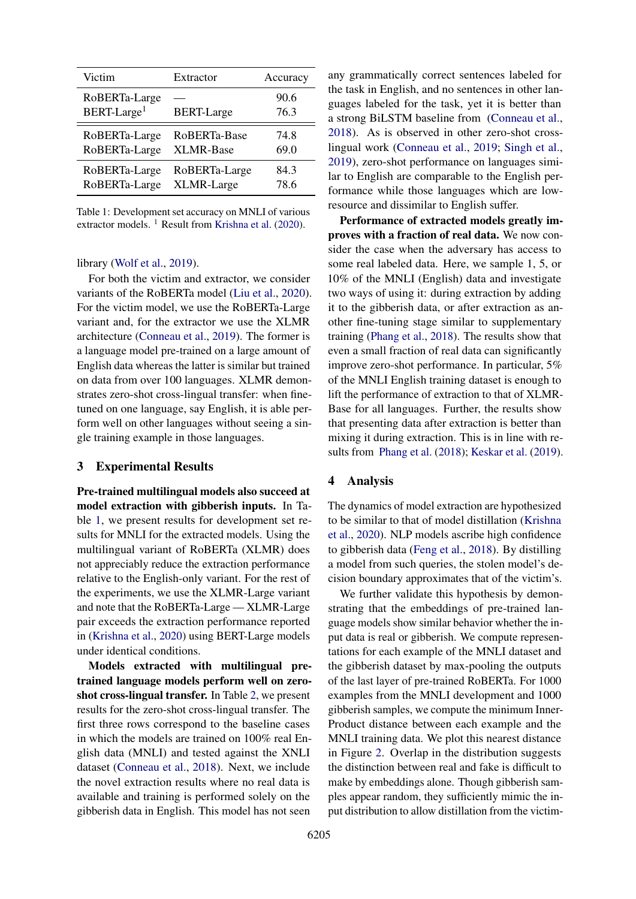| Victim | Extractor | Accuracy |
|---|---|---|
| RoBERTa-Large | — | 90.6 |
| BERT-Large[1] | BERT-Large | 76.3 |
| RoBERTa-Large | RoBERTa-Base | 74.8 |
| RoBERTa-Large | XLMR-Base | 69.0 |
| RoBERTa-Large | RoBERTa-Large | 84.3 |
| RoBERTa-Large | XLMR-Large | 78.6 |

Table 1: Development set accuracy on MNLI of various extractor models. [1] Result from Krishna et al. (2020).

library (Wolf et al., 2019).

For both the victim and extractor, we consider variants of the RoBERTa model (Liu et al., 2020). For the victim model, we use the RoBERTa-Large variant and, for the extractor we use the XLMR architecture (Conneau et al., 2019). The former is a language model pre-trained on a large amount of English data whereas the latter is similar but trained on data from over 100 languages. XLMR demonstrates zero-shot cross-lingual transfer: when fine-tuned on one language, say English, it is able perform well on other languages without seeing a single training example in those languages.

## 3 Experimental Results

**Pre-trained multilingual models also succeed at model extraction with gibberish inputs.** In Table 1, we present results for development set results for MNLI for the extracted models. Using the multilingual variant of RoBERTa (XLMR) does not appreciably reduce the extraction performance relative to the English-only variant. For the rest of the experiments, we use the XLMR-Large variant and note that the RoBERTa-Large — XLMR-Large pair exceeds the extraction performance reported in (Krishna et al., 2020) using BERT-Large models under identical conditions.

**Models extracted with multilingual pre-trained language models perform well on zero-shot cross-lingual transfer.** In Table 2, we present results for the zero-shot cross-lingual transfer. The first three rows correspond to the baseline cases in which the models are trained on 100% real English data (MNLI) and tested against the XNLI dataset (Conneau et al., 2018). Next, we include the novel extraction results where no real data is available and training is performed solely on the gibberish data in English. This model has not seen any grammatically correct sentences labeled for the task in English, and no sentences in other languages labeled for the task, yet it is better than a strong BiLSTM baseline from (Conneau et al., 2018). As is observed in other zero-shot cross-lingual work (Conneau et al., 2019; Singh et al., 2019), zero-shot performance on languages similar to English are comparable to the English performance while those languages which are low-resource and dissimilar to English suffer.

**Performance of extracted models greatly improves with a fraction of real data.** We now consider the case when the adversary has access to some real labeled data. Here, we sample 1, 5, or 10% of the MNLI (English) data and investigate two ways of using it: during extraction by adding it to the gibberish data, or after extraction as another fine-tuning stage similar to supplementary training (Phang et al., 2018). The results show that even a small fraction of real data can significantly improve zero-shot performance. In particular, 5% of the MNLI English training dataset is enough to lift the performance of extraction to that of XLMR-Base for all languages. Further, the results show that presenting data after extraction is better than mixing it during extraction. This is in line with results from Phang et al. (2018); Keskar et al. (2019).

## 4 Analysis

The dynamics of model extraction are hypothesized to be similar to that of model distillation (Krishna et al., 2020). NLP models ascribe high confidence to gibberish data (Feng et al., 2018). By distilling a model from such queries, the stolen model's decision boundary approximates that of the victim's.

We further validate this hypothesis by demonstrating that the embeddings of pre-trained language models show similar behavior whether the input data is real or gibberish. We compute representations for each example of the MNLI dataset and the gibberish dataset by max-pooling the outputs of the last layer of pre-trained RoBERTa. For 1000 examples from the MNLI development and 1000 gibberish samples, we compute the minimum Inner-Product distance between each example and the MNLI training data. We plot this nearest distance in Figure 2. Overlap in the distribution suggests the distinction between real and fake is difficult to make by embeddings alone. Though gibberish samples appear random, they sufficiently mimic the input distribution to allow distillation from the victim-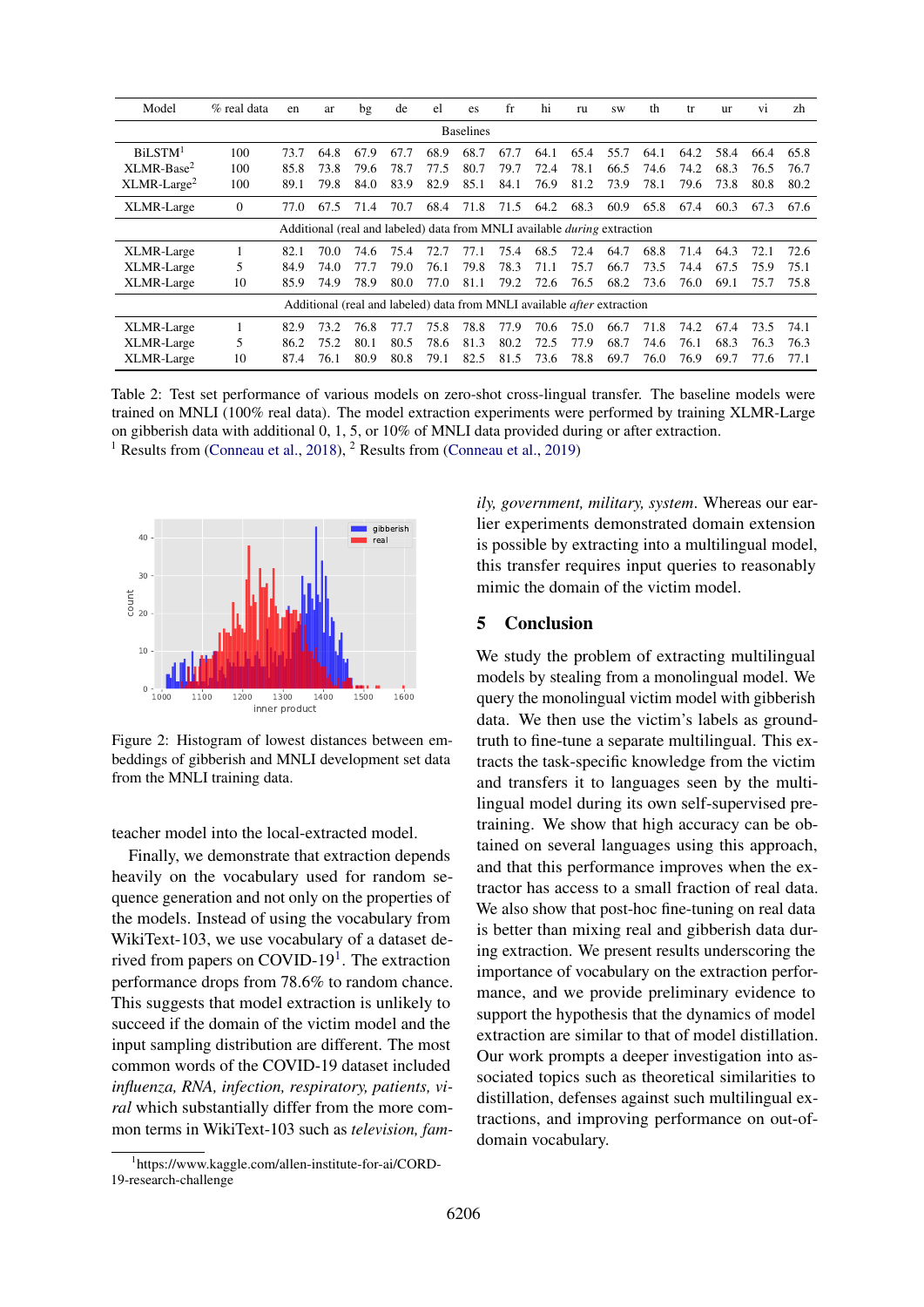| Model | % real data | en | ar | bg | de | el | es | fr | hi | ru | sw | th | tr | ur | vi | zh |
|---|---|---|---|---|---|---|---|---|---|---|---|---|---|---|---|---|
| Baselines | | | | | | | | | | | | | | | | |
| BiLSTM[1] | 100 | 73.7 | 64.8 | 67.9 | 67.7 | 68.9 | 68.7 | 67.7 | 64.1 | 65.4 | 55.7 | 64.1 | 64.2 | 58.4 | 66.4 | 65.8 |
| XLMR-Base[2] | 100 | 85.8 | 73.8 | 79.6 | 78.7 | 77.5 | 80.7 | 79.7 | 72.4 | 78.1 | 66.5 | 74.6 | 74.2 | 68.3 | 76.5 | 76.7 |
| XLMR-Large[2] | 100 | 89.1 | 79.8 | 84.0 | 83.9 | 82.9 | 85.1 | 84.1 | 76.9 | 81.2 | 73.9 | 78.1 | 79.6 | 73.8 | 80.8 | 80.2 |
| XLMR-Large | 0 | 77.0 | 67.5 | 71.4 | 70.7 | 68.4 | 71.8 | 71.5 | 64.2 | 68.3 | 60.9 | 65.8 | 67.4 | 60.3 | 67.3 | 67.6 |
| Additional (real and labeled) data from MNLI available *during* extraction | | | | | | | | | | | | | | | | |
| XLMR-Large | 1 | 82.1 | 70.0 | 74.6 | 75.4 | 72.7 | 77.1 | 75.4 | 68.5 | 72.4 | 64.7 | 68.8 | 71.4 | 64.3 | 72.1 | 72.6 |
| XLMR-Large | 5 | 84.9 | 74.0 | 77.7 | 79.0 | 76.1 | 79.8 | 78.3 | 71.1 | 75.7 | 66.7 | 73.5 | 74.4 | 67.5 | 75.9 | 75.1 |
| XLMR-Large | 10 | 85.9 | 74.9 | 78.9 | 80.0 | 77.0 | 81.1 | 79.2 | 72.6 | 76.5 | 68.2 | 73.6 | 76.0 | 69.1 | 75.7 | 75.8 |
| Additional (real and labeled) data from MNLI available *after* extraction | | | | | | | | | | | | | | | | |
| XLMR-Large | 1 | 82.9 | 73.2 | 76.8 | 77.7 | 75.8 | 78.8 | 77.9 | 70.6 | 75.0 | 66.7 | 71.8 | 74.2 | 67.4 | 73.5 | 74.1 |
| XLMR-Large | 5 | 86.2 | 75.2 | 80.1 | 80.5 | 78.6 | 81.3 | 80.2 | 72.5 | 77.9 | 68.7 | 74.6 | 76.1 | 68.3 | 76.3 | 76.3 |
| XLMR-Large | 10 | 87.4 | 76.1 | 80.9 | 80.8 | 79.1 | 82.5 | 81.5 | 73.6 | 78.8 | 69.7 | 76.0 | 76.9 | 69.7 | 77.6 | 77.1 |

Table 2: Test set performance of various models on zero-shot cross-lingual transfer. The baseline models were trained on MNLI (100% real data). The model extraction experiments were performed by training XLMR-Large on gibberish data with additional 0, 1, 5, or 10% of MNLI data provided during or after extraction.
[1] Results from (Conneau et al., 2018), [2] Results from (Conneau et al., 2019)

Figure 2: Histogram of lowest distances between embeddings of gibberish and MNLI development set data from the MNLI training data.

teacher model into the local-extracted model.

Finally, we demonstrate that extraction depends heavily on the vocabulary used for random sequence generation and not only on the properties of the models. Instead of using the vocabulary from WikiText-103, we use vocabulary of a dataset derived from papers on COVID-19[1]. The extraction performance drops from 78.6% to random chance. This suggests that model extraction is unlikely to succeed if the domain of the victim model and the input sampling distribution are different. The most common words of the COVID-19 dataset included *influenza, RNA, infection, respiratory, patients, viral* which substantially differ from the more common terms in WikiText-103 such as *television, family, government, military, system*. Whereas our earlier experiments demonstrated domain extension is possible by extracting into a multilingual model, this transfer requires input queries to reasonably mimic the domain of the victim model.

## 5 Conclusion

We study the problem of extracting multilingual models by stealing from a monolingual model. We query the monolingual victim model with gibberish data. We then use the victim's labels as ground-truth to fine-tune a separate multilingual. This extracts the task-specific knowledge from the victim and transfers it to languages seen by the multilingual model during its own self-supervised pre-training. We show that high accuracy can be obtained on several languages using this approach, and that this performance improves when the extractor has access to a small fraction of real data. We also show that post-hoc fine-tuning on real data is better than mixing real and gibberish data during extraction. We present results underscoring the importance of vocabulary on the extraction performance, and we provide preliminary evidence to support the hypothesis that the dynamics of model extraction are similar to that of model distillation. Our work prompts a deeper investigation into associated topics such as theoretical similarities to distillation, defenses against such multilingual extractions, and improving performance on out-of-domain vocabulary.

[1] https://www.kaggle.com/allen-institute-for-ai/CORD-19-research-challenge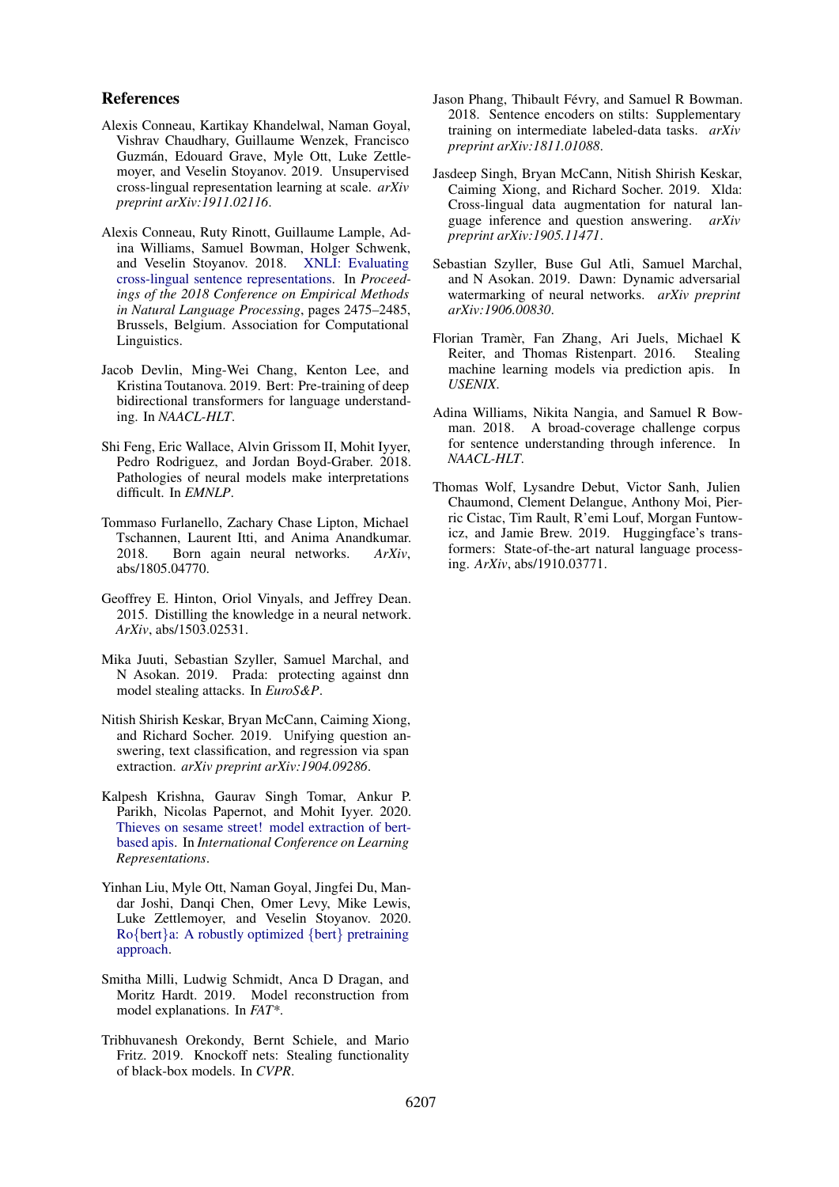## References

Alexis Conneau, Kartikay Khandelwal, Naman Goyal, Vishrav Chaudhary, Guillaume Wenzek, Francisco Guzmán, Edouard Grave, Myle Ott, Luke Zettlemoyer, and Veselin Stoyanov. 2019. Unsupervised cross-lingual representation learning at scale. *arXiv preprint arXiv:1911.02116*.

Alexis Conneau, Ruty Rinott, Guillaume Lample, Adina Williams, Samuel Bowman, Holger Schwenk, and Veselin Stoyanov. 2018. XNLI: Evaluating cross-lingual sentence representations. In *Proceedings of the 2018 Conference on Empirical Methods in Natural Language Processing*, pages 2475–2485, Brussels, Belgium. Association for Computational Linguistics.

Jacob Devlin, Ming-Wei Chang, Kenton Lee, and Kristina Toutanova. 2019. Bert: Pre-training of deep bidirectional transformers for language understanding. In *NAACL-HLT*.

Shi Feng, Eric Wallace, Alvin Grissom II, Mohit Iyyer, Pedro Rodriguez, and Jordan Boyd-Graber. 2018. Pathologies of neural models make interpretations difficult. In *EMNLP*.

Tommaso Furlanello, Zachary Chase Lipton, Michael Tschannen, Laurent Itti, and Anima Anandkumar. 2018. Born again neural networks. *ArXiv*, abs/1805.04770.

Geoffrey E. Hinton, Oriol Vinyals, and Jeffrey Dean. 2015. Distilling the knowledge in a neural network. *ArXiv*, abs/1503.02531.

Mika Juuti, Sebastian Szyller, Samuel Marchal, and N Asokan. 2019. Prada: protecting against dnn model stealing attacks. In *EuroS&P*.

Nitish Shirish Keskar, Bryan McCann, Caiming Xiong, and Richard Socher. 2019. Unifying question answering, text classification, and regression via span extraction. *arXiv preprint arXiv:1904.09286*.

Kalpesh Krishna, Gaurav Singh Tomar, Ankur P. Parikh, Nicolas Papernot, and Mohit Iyyer. 2020. Thieves on sesame street! model extraction of bert-based apis. In *International Conference on Learning Representations*.

Yinhan Liu, Myle Ott, Naman Goyal, Jingfei Du, Mandar Joshi, Danqi Chen, Omer Levy, Mike Lewis, Luke Zettlemoyer, and Veselin Stoyanov. 2020. Ro{bert}a: A robustly optimized {bert} pretraining approach.

Smitha Milli, Ludwig Schmidt, Anca D Dragan, and Moritz Hardt. 2019. Model reconstruction from model explanations. In *FAT\**.

Tribhuvanesh Orekondy, Bernt Schiele, and Mario Fritz. 2019. Knockoff nets: Stealing functionality of black-box models. In *CVPR*.

Jason Phang, Thibault Févry, and Samuel R Bowman. 2018. Sentence encoders on stilts: Supplementary training on intermediate labeled-data tasks. *arXiv preprint arXiv:1811.01088*.

Jasdeep Singh, Bryan McCann, Nitish Shirish Keskar, Caiming Xiong, and Richard Socher. 2019. Xlda: Cross-lingual data augmentation for natural language inference and question answering. *arXiv preprint arXiv:1905.11471*.

Sebastian Szyller, Buse Gul Atli, Samuel Marchal, and N Asokan. 2019. Dawn: Dynamic adversarial watermarking of neural networks. *arXiv preprint arXiv:1906.00830*.

Florian Tramèr, Fan Zhang, Ari Juels, Michael K Reiter, and Thomas Ristenpart. 2016. Stealing machine learning models via prediction apis. In *USENIX*.

Adina Williams, Nikita Nangia, and Samuel R Bowman. 2018. A broad-coverage challenge corpus for sentence understanding through inference. In *NAACL-HLT*.

Thomas Wolf, Lysandre Debut, Victor Sanh, Julien Chaumond, Clement Delangue, Anthony Moi, Pierric Cistac, Tim Rault, R'emi Louf, Morgan Funtowicz, and Jamie Brew. 2019. Huggingface's transformers: State-of-the-art natural language processing. *ArXiv*, abs/1910.03771.